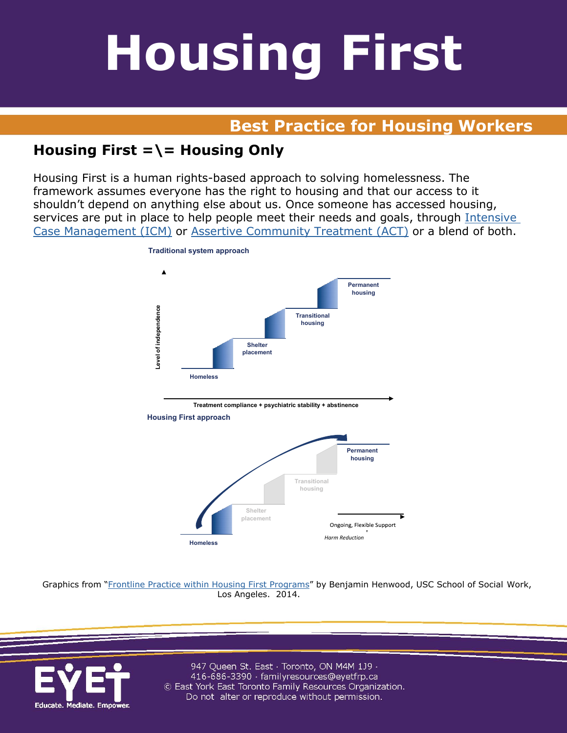# Housing First

## Best Practice for Housing Workers

### Housing First =\= Housing Only

Housing First is a human rights-based approach to solving homelessness. The framework assumes everyone has the right to housing and that our access to it shouldn't depend on anything else about us. Once someone has accessed housing, services are put in place to help people meet their needs and goals, through Intensive Case Management (ICM) or Assertive Community Treatment (ACT) or a blend of both.

**Traditional system approach**

Level of independence

Homeless
Shelter placement
Transitional housing
Permanent housing

Treatment compliance + psychiatric stability + abstinence

**Housing First approach**

Homeless
Shelter placement
Transitional housing
Permanent housing

Ongoing, Flexible Support
*Harm Reduction*

Graphics from "Frontline Practice within Housing First Programs" by Benjamin Henwood, USC School of Social Work, Los Angeles. 2014.

947 Queen St. East · Toronto, ON M4M 1J9 · 416-686-3390 · familyresources@eyetfrp.ca
© East York East Toronto Family Resources Organization.
Do not alter or reproduce without permission.

EYET Educate. Mediate. Empower.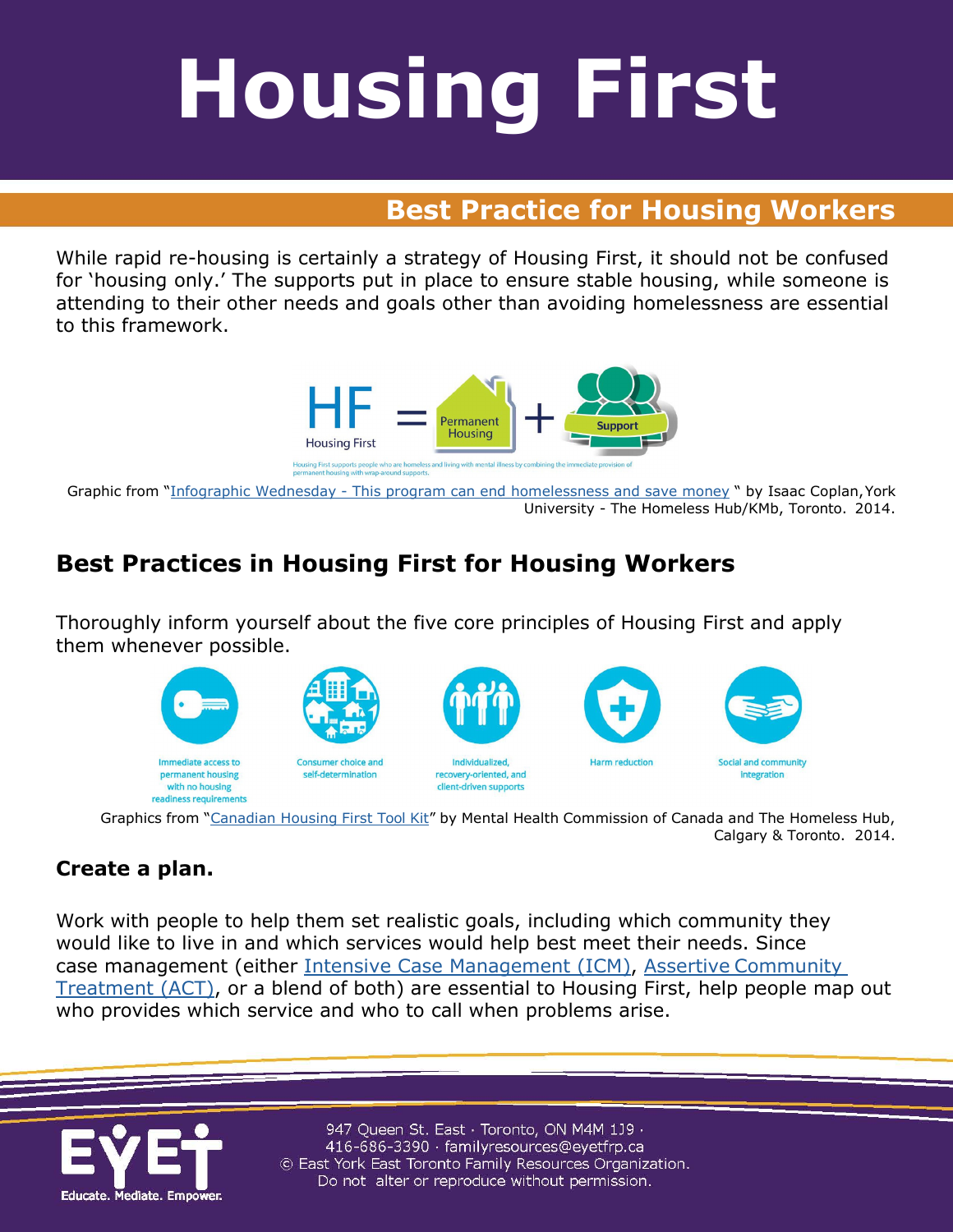# Housing First

## Best Practice for Housing Workers

While rapid re-housing is certainly a strategy of Housing First, it should not be confused for 'housing only.' The supports put in place to ensure stable housing, while someone is attending to their other needs and goals other than avoiding homelessness are essential to this framework.

HF = Permanent Housing + Support

Housing First

Housing First supports people who are homeless and living with mental illness by combining the immediate provision of permanent housing with wrap-around supports.

Graphic from "Infographic Wednesday - This program can end homelessness and save money " by Isaac Coplan, York University - The Homeless Hub/KMb, Toronto. 2014.

## Best Practices in Housing First for Housing Workers

Thoroughly inform yourself about the five core principles of Housing First and apply them whenever possible.

- Immediate access to permanent housing with no housing readiness requirements
- Consumer choice and self-determination
- Individualized, recovery-oriented, and client-driven supports
- Harm reduction
- Social and community integration

Graphics from "Canadian Housing First Tool Kit" by Mental Health Commission of Canada and The Homeless Hub, Calgary & Toronto. 2014.

### Create a plan.

Work with people to help them set realistic goals, including which community they would like to live in and which services would help best meet their needs. Since case management (either Intensive Case Management (ICM), Assertive Community Treatment (ACT), or a blend of both) are essential to Housing First, help people map out who provides which service and who to call when problems arise.

EYET Educate. Mediate. Empower.

947 Queen St. East · Toronto, ON M4M 1J9 · 416-686-3390 · familyresources@eyetfrp.ca
© East York East Toronto Family Resources Organization. Do not alter or reproduce without permission.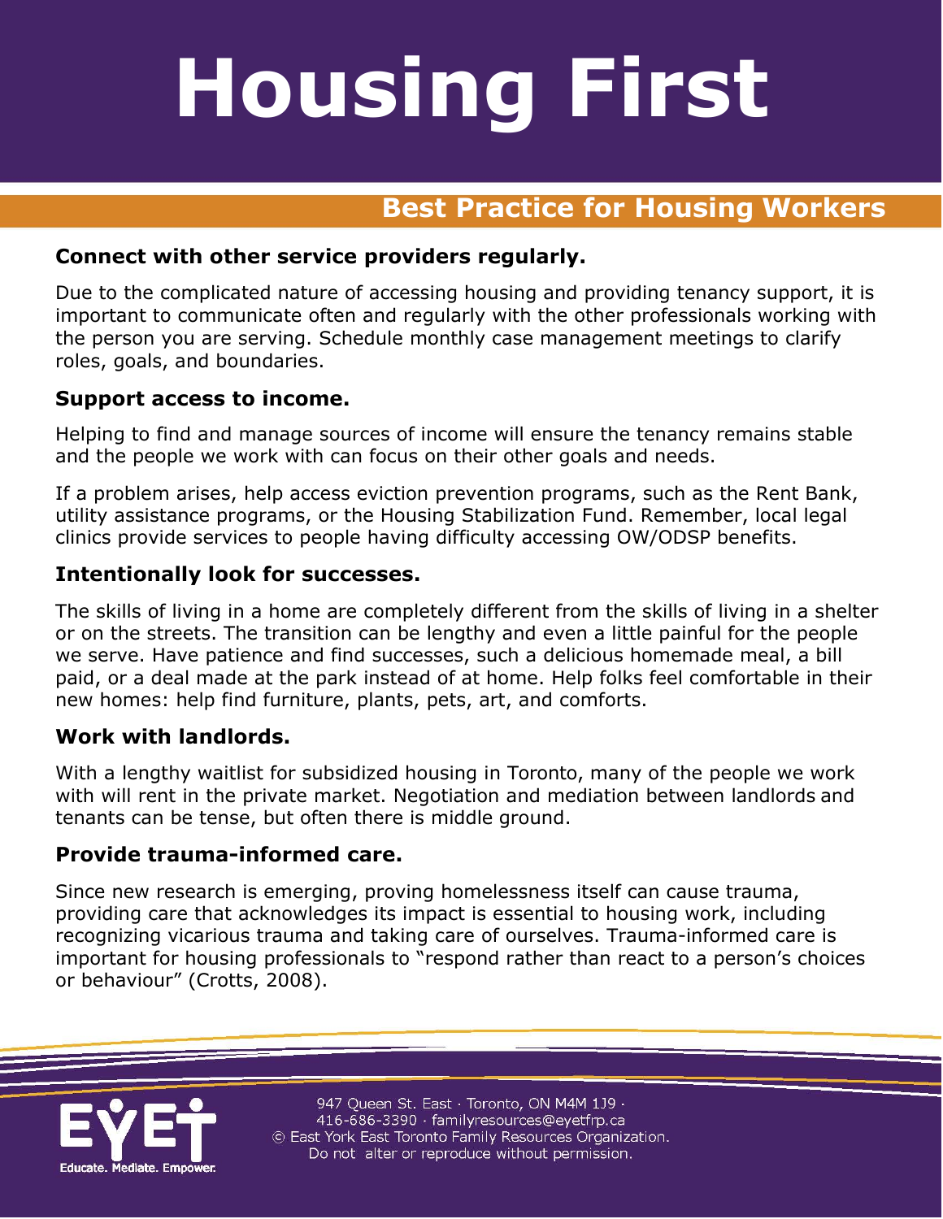# Housing First

## Best Practice for Housing Workers

### Connect with other service providers regularly.

Due to the complicated nature of accessing housing and providing tenancy support, it is important to communicate often and regularly with the other professionals working with the person you are serving. Schedule monthly case management meetings to clarify roles, goals, and boundaries.

### Support access to income.

Helping to find and manage sources of income will ensure the tenancy remains stable and the people we work with can focus on their other goals and needs.

If a problem arises, help access eviction prevention programs, such as the Rent Bank, utility assistance programs, or the Housing Stabilization Fund. Remember, local legal clinics provide services to people having difficulty accessing OW/ODSP benefits.

### Intentionally look for successes.

The skills of living in a home are completely different from the skills of living in a shelter or on the streets. The transition can be lengthy and even a little painful for the people we serve. Have patience and find successes, such a delicious homemade meal, a bill paid, or a deal made at the park instead of at home. Help folks feel comfortable in their new homes: help find furniture, plants, pets, art, and comforts.

### Work with landlords.

With a lengthy waitlist for subsidized housing in Toronto, many of the people we work with will rent in the private market. Negotiation and mediation between landlords and tenants can be tense, but often there is middle ground.

### Provide trauma-informed care.

Since new research is emerging, proving homelessness itself can cause trauma, providing care that acknowledges its impact is essential to housing work, including recognizing vicarious trauma and taking care of ourselves. Trauma-informed care is important for housing professionals to "respond rather than react to a person's choices or behaviour" (Crotts, 2008).

EYET
Educate. Mediate. Empower.

947 Queen St. East · Toronto, ON M4M 1J9 ·
416-686-3390 · familyresources@eyetfrp.ca
© East York East Toronto Family Resources Organization.
Do not alter or reproduce without permission.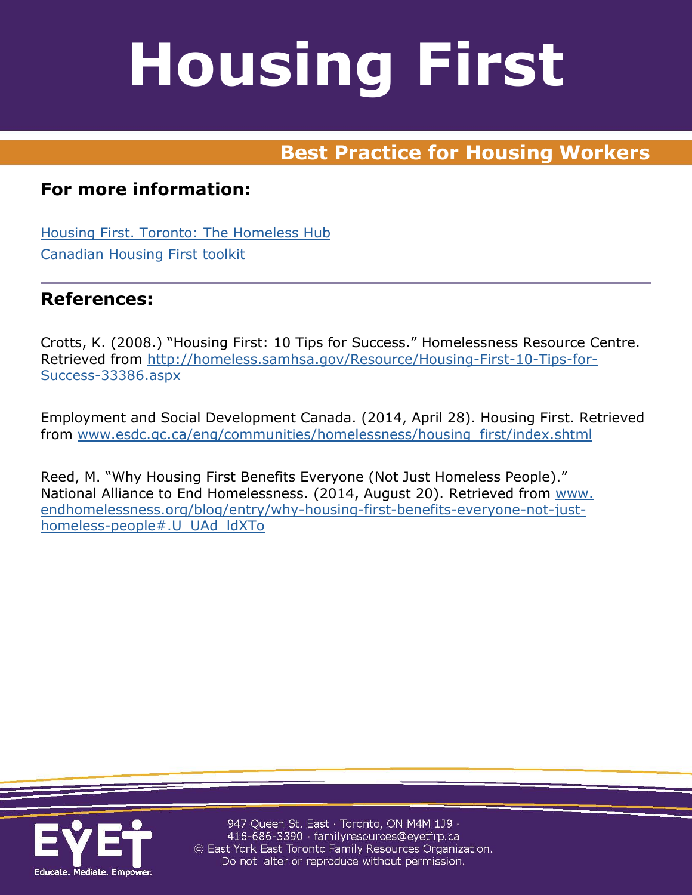# Housing First

## Best Practice for Housing Workers

### For more information:

[Housing First. Toronto: The Homeless Hub]

[Canadian Housing First toolkit]

### References:

Crotts, K. (2008.) "Housing First: 10 Tips for Success." Homelessness Resource Centre. Retrieved from http://homeless.samhsa.gov/Resource/Housing-First-10-Tips-for-Success-33386.aspx

Employment and Social Development Canada. (2014, April 28). Housing First. Retrieved from www.esdc.gc.ca/eng/communities/homelessness/housing_first/index.shtml

Reed, M. "Why Housing First Benefits Everyone (Not Just Homeless People)." National Alliance to End Homelessness. (2014, August 20). Retrieved from www.endhomelessness.org/blog/entry/why-housing-first-benefits-everyone-not-just-homeless-people#.U_UAd_ldXTo

EYET Educate. Mediate. Empower.

947 Queen St. East · Toronto, ON M4M 1J9 ·
416-686-3390 · familyresources@eyetfrp.ca
© East York East Toronto Family Resources Organization.
Do not alter or reproduce without permission.